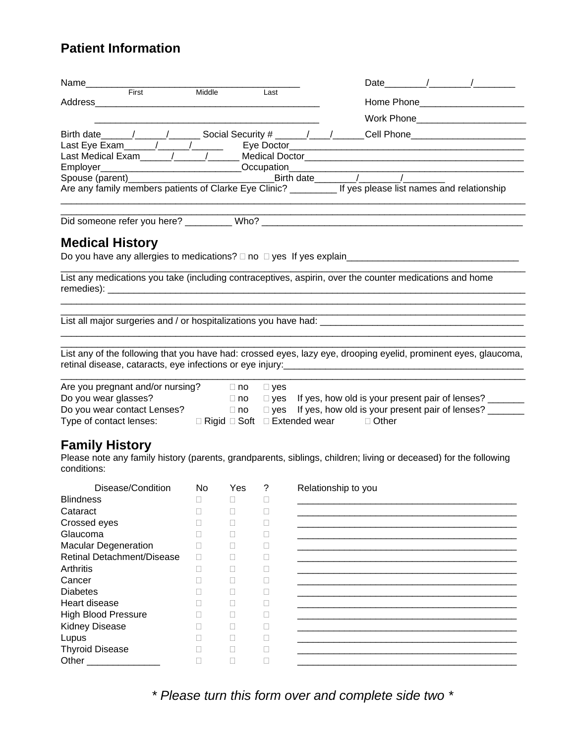## Patient Information

Name_________________________________________ Date________/________/________
First Middle Last

Address_____________________________________________ Home Phone____________________

_____________________________________________ Work Phone_____________________

Birth date______/______/______ Social Security # ______/____/______ Cell Phone______________________

Last Eye Exam______/______/______ Eye Doctor_______________________________________________

Last Medical Exam______/______/______ Medical Doctor____________________________________________

Employer___________________________Occupation_______________________________________________

Spouse (parent)____________________________Birth date________/________/________

Are any family members patients of Clarke Eye Clinic? _________ If yes please list names and relationship

___________________________________________________________________________________________

___________________________________________________________________________________________

Did someone refer you here? _________ Who? ____________________________________________________

## Medical History

Do you have any allergies to medications? ☐ no ☐ yes If yes explain_________________________________

___________________________________________________________________________________________

List any medications you take (including contraceptives, aspirin, over the counter medications and home remedies): _________________________________________________________________________________

___________________________________________________________________________________________

___________________________________________________________________________________________

List all major surgeries and / or hospitalizations you have had: _______________________________________

___________________________________________________________________________________________

___________________________________________________________________________________________

List any of the following that you have had: crossed eyes, lazy eye, drooping eyelid, prominent eyes, glaucoma, retinal disease, cataracts, eye infections or eye injury:_______________________________________________

___________________________________________________________________________________________

Are you pregnant and/or nursing? ☐ no ☐ yes

Do you wear glasses? ☐ no ☐ yes If yes, how old is your present pair of lenses? _______

Do you wear contact Lenses? ☐ no ☐ yes If yes, how old is your present pair of lenses? _______

Type of contact lenses: ☐ Rigid ☐ Soft ☐ Extended wear ☐ Other

## Family History

Please note any family history (parents, grandparents, siblings, children; living or deceased) for the following conditions:

| Disease/Condition | No | Yes | ? | Relationship to you |
|---|---|---|---|---|
| Blindness | ☐ | ☐ | ☐ | ___________________________ |
| Cataract | ☐ | ☐ | ☐ | ___________________________ |
| Crossed eyes | ☐ | ☐ | ☐ | ___________________________ |
| Glaucoma | ☐ | ☐ | ☐ | ___________________________ |
| Macular Degeneration | ☐ | ☐ | ☐ | ___________________________ |
| Retinal Detachment/Disease | ☐ | ☐ | ☐ | ___________________________ |
| Arthritis | ☐ | ☐ | ☐ | ___________________________ |
| Cancer | ☐ | ☐ | ☐ | ___________________________ |
| Diabetes | ☐ | ☐ | ☐ | ___________________________ |
| Heart disease | ☐ | ☐ | ☐ | ___________________________ |
| High Blood Pressure | ☐ | ☐ | ☐ | ___________________________ |
| Kidney Disease | ☐ | ☐ | ☐ | ___________________________ |
| Lupus | ☐ | ☐ | ☐ | ___________________________ |
| Thyroid Disease | ☐ | ☐ | ☐ | ___________________________ |
| Other ______________ | ☐ | ☐ | ☐ | ___________________________ |

*\* Please turn this form over and complete side two \**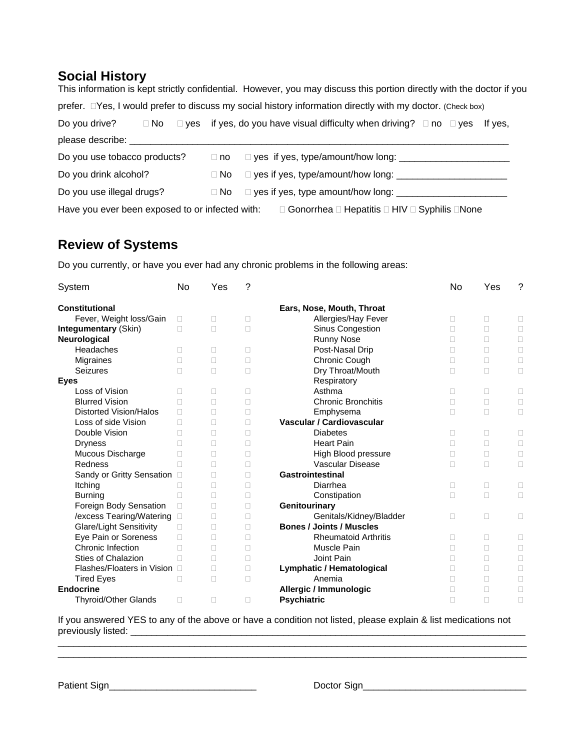## Social History

This information is kept strictly confidential. However, you may discuss this portion directly with the doctor if you prefer. ☐Yes, I would prefer to discuss my social history information directly with my doctor. (Check box)

Do you drive? ☐ No ☐ yes if yes, do you have visual difficulty when driving? ☐ no ☐ yes If yes, please describe: ___________________________________________________________________________

Do you use tobacco products? ☐ no ☐ yes if yes, type/amount/how long: _____________________

Do you drink alcohol? ☐ No ☐ yes if yes, type/amount/how long: _____________________

Do you use illegal drugs? ☐ No ☐ yes if yes, type amount/how long: _____________________

Have you ever been exposed to or infected with: ☐ Gonorrhea ☐ Hepatitis ☐ HIV ☐ Syphilis ☐None

## Review of Systems

Do you currently, or have you ever had any chronic problems in the following areas:

| System | No | Yes | ? | | No | Yes | ? |
|---|---|---|---|---|---|---|---|
| **Constitutional** | | | | **Ears, Nose, Mouth, Throat** | | | |
| Fever, Weight loss/Gain | ☐ | ☐ | ☐ | Allergies/Hay Fever | ☐ | ☐ | ☐ |
| **Integumentary** (Skin) | ☐ | ☐ | ☐ | Sinus Congestion | ☐ | ☐ | ☐ |
| **Neurological** | | | | Runny Nose | ☐ | ☐ | ☐ |
| Headaches | ☐ | ☐ | ☐ | Post-Nasal Drip | ☐ | ☐ | ☐ |
| Migraines | ☐ | ☐ | ☐ | Chronic Cough | ☐ | ☐ | ☐ |
| Seizures | ☐ | ☐ | ☐ | Dry Throat/Mouth | ☐ | ☐ | ☐ |
| **Eyes** | | | | Respiratory | | | |
| Loss of Vision | ☐ | ☐ | ☐ | Asthma | ☐ | ☐ | ☐ |
| Blurred Vision | ☐ | ☐ | ☐ | Chronic Bronchitis | ☐ | ☐ | ☐ |
| Distorted Vision/Halos | ☐ | ☐ | ☐ | Emphysema | ☐ | ☐ | ☐ |
| Loss of side Vision | ☐ | ☐ | ☐ | **Vascular / Cardiovascular** | | | |
| Double Vision | ☐ | ☐ | ☐ | Diabetes | ☐ | ☐ | ☐ |
| Dryness | ☐ | ☐ | ☐ | Heart Pain | ☐ | ☐ | ☐ |
| Mucous Discharge | ☐ | ☐ | ☐ | High Blood pressure | ☐ | ☐ | ☐ |
| Redness | ☐ | ☐ | ☐ | Vascular Disease | ☐ | ☐ | ☐ |
| Sandy or Gritty Sensation | ☐ | ☐ | ☐ | **Gastrointestinal** | | | |
| Itching | ☐ | ☐ | ☐ | Diarrhea | ☐ | ☐ | ☐ |
| Burning | ☐ | ☐ | ☐ | Constipation | ☐ | ☐ | ☐ |
| Foreign Body Sensation | ☐ | ☐ | ☐ | **Genitourinary** | | | |
| /excess Tearing/Watering | ☐ | ☐ | ☐ | Genitals/Kidney/Bladder | ☐ | ☐ | ☐ |
| Glare/Light Sensitivity | ☐ | ☐ | ☐ | **Bones / Joints / Muscles** | | | |
| Eye Pain or Soreness | ☐ | ☐ | ☐ | Rheumatoid Arthritis | ☐ | ☐ | ☐ |
| Chronic Infection | ☐ | ☐ | ☐ | Muscle Pain | ☐ | ☐ | ☐ |
| Sties of Chalazion | ☐ | ☐ | ☐ | Joint Pain | ☐ | ☐ | ☐ |
| Flashes/Floaters in Vision | ☐ | ☐ | ☐ | **Lymphatic / Hematological** | ☐ | ☐ | ☐ |
| Tired Eyes | ☐ | ☐ | ☐ | Anemia | ☐ | ☐ | ☐ |
| **Endocrine** | | | | **Allergic / Immunologic** | ☐ | ☐ | ☐ |
| Thyroid/Other Glands | ☐ | ☐ | ☐ | **Psychiatric** | ☐ | ☐ | ☐ |

If you answered YES to any of the above or have a condition not listed, please explain & list medications not previously listed: ___________________________________________________________________________
___________________________________________________________________________________________
___________________________________________________________________________________________

Patient Sign____________________________ Doctor Sign_______________________________